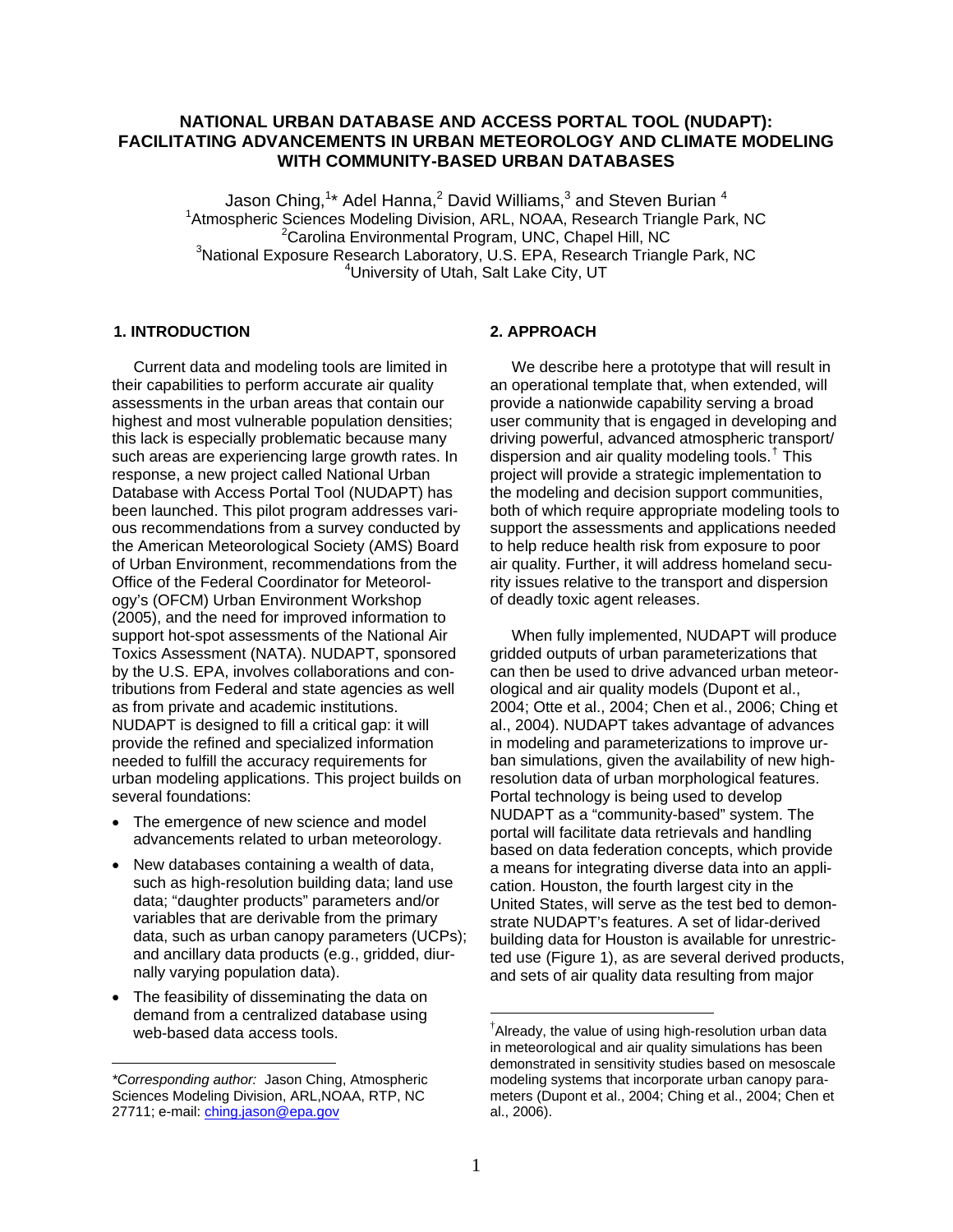# NATIONAL URBAN DATABASE AND ACCESS PORTAL TOOL (NUDAPT): FACILITATING ADVANCEMENTS IN URBAN METEOROLOGY AND CLIMATE MODELING WITH COMMUNITY-BASED URBAN DATABASES

Jason Ching,[1]* Adel Hanna,[2] David Williams,[3] and Steven Burian [4]

[1]Atmospheric Sciences Modeling Division, ARL, NOAA, Research Triangle Park, NC
[2]Carolina Environmental Program, UNC, Chapel Hill, NC
[3]National Exposure Research Laboratory, U.S. EPA, Research Triangle Park, NC
[4]University of Utah, Salt Lake City, UT

## 1. INTRODUCTION

Current data and modeling tools are limited in their capabilities to perform accurate air quality assessments in the urban areas that contain our highest and most vulnerable population densities; this lack is especially problematic because many such areas are experiencing large growth rates. In response, a new project called National Urban Database with Access Portal Tool (NUDAPT) has been launched. This pilot program addresses various recommendations from a survey conducted by the American Meteorological Society (AMS) Board of Urban Environment, recommendations from the Office of the Federal Coordinator for Meteorology's (OFCM) Urban Environment Workshop (2005), and the need for improved information to support hot-spot assessments of the National Air Toxics Assessment (NATA). NUDAPT, sponsored by the U.S. EPA, involves collaborations and contributions from Federal and state agencies as well as from private and academic institutions. NUDAPT is designed to fill a critical gap: it will provide the refined and specialized information needed to fulfill the accuracy requirements for urban modeling applications. This project builds on several foundations:

- The emergence of new science and model advancements related to urban meteorology.
- New databases containing a wealth of data, such as high-resolution building data; land use data; "daughter products" parameters and/or variables that are derivable from the primary data, such as urban canopy parameters (UCPs); and ancillary data products (e.g., gridded, diurnally varying population data).
- The feasibility of disseminating the data on demand from a centralized database using web-based data access tools.

## 2. APPROACH

We describe here a prototype that will result in an operational template that, when extended, will provide a nationwide capability serving a broad user community that is engaged in developing and driving powerful, advanced atmospheric transport/dispersion and air quality modeling tools.† This project will provide a strategic implementation to the modeling and decision support communities, both of which require appropriate modeling tools to support the assessments and applications needed to help reduce health risk from exposure to poor air quality. Further, it will address homeland security issues relative to the transport and dispersion of deadly toxic agent releases.

When fully implemented, NUDAPT will produce gridded outputs of urban parameterizations that can then be used to drive advanced urban meteorological and air quality models (Dupont et al., 2004; Otte et al., 2004; Chen et al., 2006; Ching et al., 2004). NUDAPT takes advantage of advances in modeling and parameterizations to improve urban simulations, given the availability of new high-resolution data of urban morphological features. Portal technology is being used to develop NUDAPT as a "community-based" system. The portal will facilitate data retrievals and handling based on data federation concepts, which provide a means for integrating diverse data into an application. Houston, the fourth largest city in the United States, will serve as the test bed to demonstrate NUDAPT's features. A set of lidar-derived building data for Houston is available for unrestricted use (Figure 1), as are several derived products, and sets of air quality data resulting from major

---

*Corresponding author: Jason Ching, Atmospheric Sciences Modeling Division, ARL,NOAA, RTP, NC 27711; e-mail: ching.jason@epa.gov

†Already, the value of using high-resolution urban data in meteorological and air quality simulations has been demonstrated in sensitivity studies based on mesoscale modeling systems that incorporate urban canopy parameters (Dupont et al., 2004; Ching et al., 2004; Chen et al., 2006).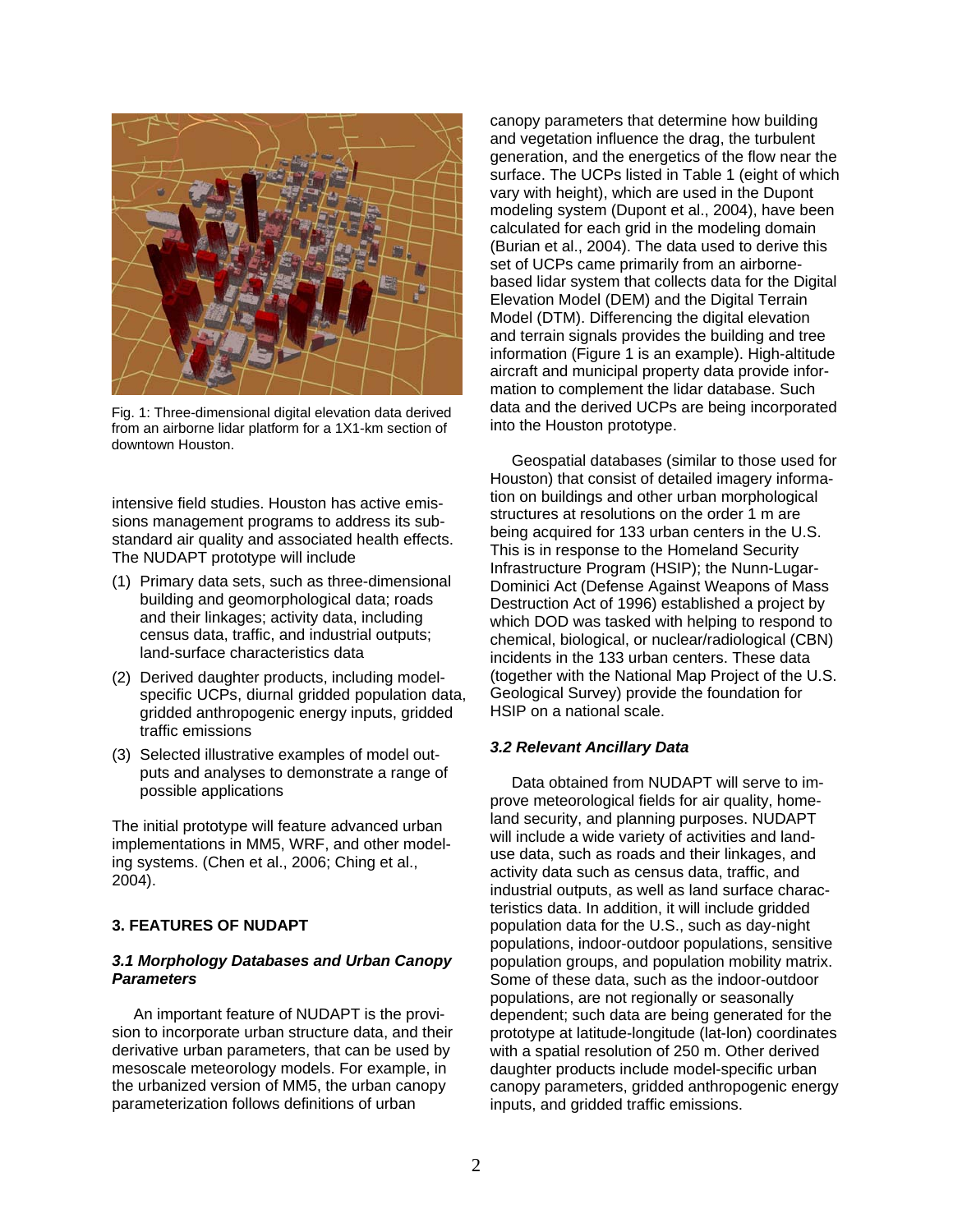Fig. 1: Three-dimensional digital elevation data derived from an airborne lidar platform for a 1X1-km section of downtown Houston.

intensive field studies. Houston has active emissions management programs to address its substandard air quality and associated health effects. The NUDAPT prototype will include

(1) Primary data sets, such as three-dimensional building and geomorphological data; roads and their linkages; activity data, including census data, traffic, and industrial outputs; land-surface characteristics data

(2) Derived daughter products, including model-specific UCPs, diurnal gridded population data, gridded anthropogenic energy inputs, gridded traffic emissions

(3) Selected illustrative examples of model outputs and analyses to demonstrate a range of possible applications

The initial prototype will feature advanced urban implementations in MM5, WRF, and other modeling systems. (Chen et al., 2006; Ching et al., 2004).

## 3. FEATURES OF NUDAPT

### *3.1 Morphology Databases and Urban Canopy Parameters*

An important feature of NUDAPT is the provision to incorporate urban structure data, and their derivative urban parameters, that can be used by mesoscale meteorology models. For example, in the urbanized version of MM5, the urban canopy parameterization follows definitions of urban canopy parameters that determine how building and vegetation influence the drag, the turbulent generation, and the energetics of the flow near the surface. The UCPs listed in Table 1 (eight of which vary with height), which are used in the Dupont modeling system (Dupont et al., 2004), have been calculated for each grid in the modeling domain (Burian et al., 2004). The data used to derive this set of UCPs came primarily from an airborne-based lidar system that collects data for the Digital Elevation Model (DEM) and the Digital Terrain Model (DTM). Differencing the digital elevation and terrain signals provides the building and tree information (Figure 1 is an example). High-altitude aircraft and municipal property data provide information to complement the lidar database. Such data and the derived UCPs are being incorporated into the Houston prototype.

Geospatial databases (similar to those used for Houston) that consist of detailed imagery information on buildings and other urban morphological structures at resolutions on the order 1 m are being acquired for 133 urban centers in the U.S. This is in response to the Homeland Security Infrastructure Program (HSIP); the Nunn-Lugar-Dominici Act (Defense Against Weapons of Mass Destruction Act of 1996) established a project by which DOD was tasked with helping to respond to chemical, biological, or nuclear/radiological (CBN) incidents in the 133 urban centers. These data (together with the National Map Project of the U.S. Geological Survey) provide the foundation for HSIP on a national scale.

### *3.2 Relevant Ancillary Data*

Data obtained from NUDAPT will serve to improve meteorological fields for air quality, homeland security, and planning purposes. NUDAPT will include a wide variety of activities and land-use data, such as roads and their linkages, and activity data such as census data, traffic, and industrial outputs, as well as land surface characteristics data. In addition, it will include gridded population data for the U.S., such as day-night populations, indoor-outdoor populations, sensitive population groups, and population mobility matrix. Some of these data, such as the indoor-outdoor populations, are not regionally or seasonally dependent; such data are being generated for the prototype at latitude-longitude (lat-lon) coordinates with a spatial resolution of 250 m. Other derived daughter products include model-specific urban canopy parameters, gridded anthropogenic energy inputs, and gridded traffic emissions.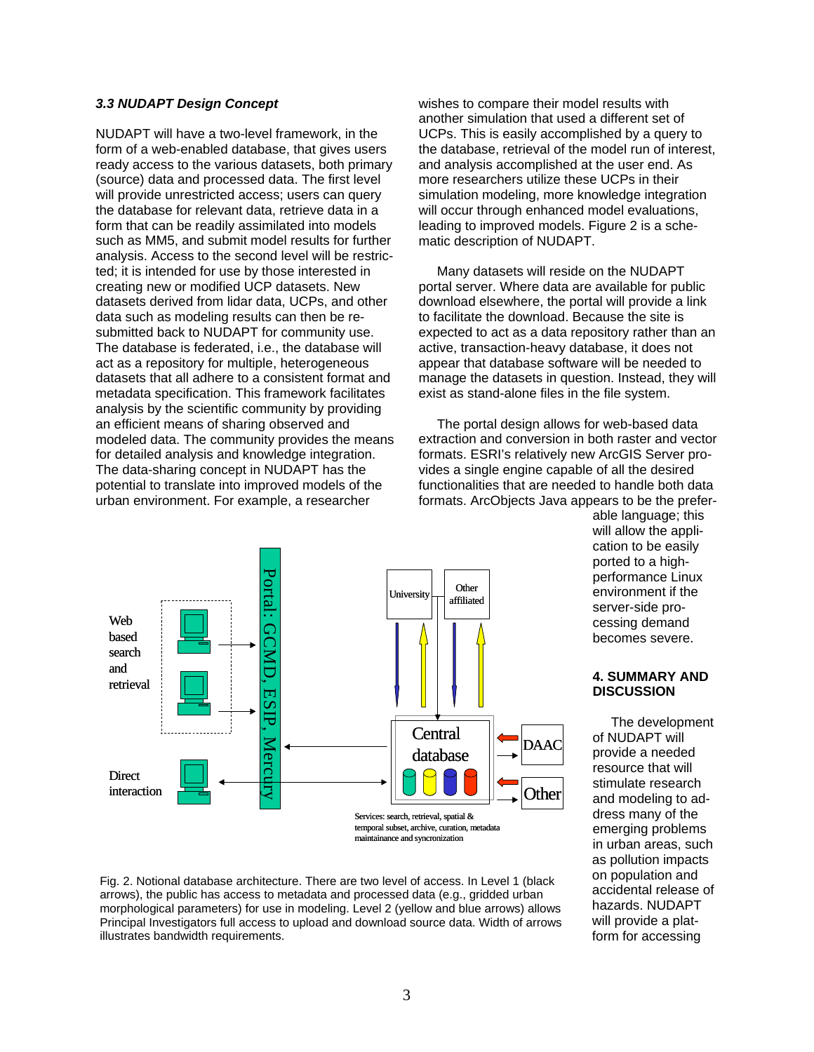### *3.3 NUDAPT Design Concept*

NUDAPT will have a two-level framework, in the form of a web-enabled database, that gives users ready access to the various datasets, both primary (source) data and processed data. The first level will provide unrestricted access; users can query the database for relevant data, retrieve data in a form that can be readily assimilated into models such as MM5, and submit model results for further analysis. Access to the second level will be restricted; it is intended for use by those interested in creating new or modified UCP datasets. New datasets derived from lidar data, UCPs, and other data such as modeling results can then be resubmitted back to NUDAPT for community use. The database is federated, i.e., the database will act as a repository for multiple, heterogeneous datasets that all adhere to a consistent format and metadata specification. This framework facilitates analysis by the scientific community by providing an efficient means of sharing observed and modeled data. The community provides the means for detailed analysis and knowledge integration. The data-sharing concept in NUDAPT has the potential to translate into improved models of the urban environment. For example, a researcher wishes to compare their model results with another simulation that used a different set of UCPs. This is easily accomplished by a query to the database, retrieval of the model run of interest, and analysis accomplished at the user end. As more researchers utilize these UCPs in their simulation modeling, more knowledge integration will occur through enhanced model evaluations, leading to improved models. Figure 2 is a schematic description of NUDAPT.

Many datasets will reside on the NUDAPT portal server. Where data are available for public download elsewhere, the portal will provide a link to facilitate the download. Because the site is expected to act as a data repository rather than an active, transaction-heavy database, it does not appear that database software will be needed to manage the datasets in question. Instead, they will exist as stand-alone files in the file system.

The portal design allows for web-based data extraction and conversion in both raster and vector formats. ESRI's relatively new ArcGIS Server provides a single engine capable of all the desired functionalities that are needed to handle both data formats. ArcObjects Java appears to be the preferable language; this will allow the application to be easily ported to a high-performance Linux environment if the server-side processing demand becomes severe.

Fig. 2. Notional database architecture. There are two level of access. In Level 1 (black arrows), the public has access to metadata and processed data (e.g., gridded urban morphological parameters) for use in modeling. Level 2 (yellow and blue arrows) allows Principal Investigators full access to upload and download source data. Width of arrows illustrates bandwidth requirements.

## 4. SUMMARY AND DISCUSSION

The development of NUDAPT will provide a needed resource that will stimulate research and modeling to address many of the emerging problems in urban areas, such as pollution impacts on population and accidental release of hazards. NUDAPT will provide a platform for accessing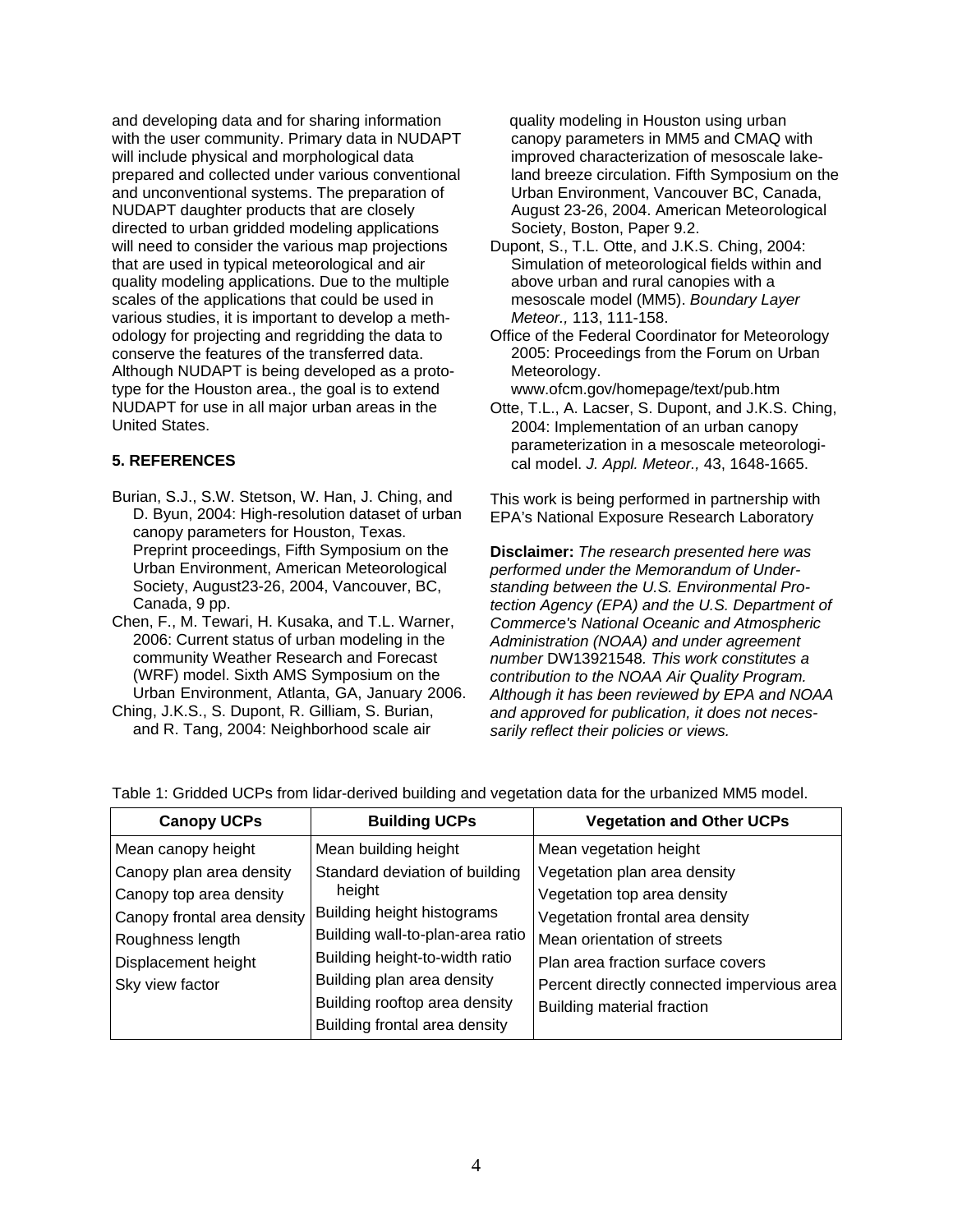and developing data and for sharing information with the user community. Primary data in NUDAPT will include physical and morphological data prepared and collected under various conventional and unconventional systems. The preparation of NUDAPT daughter products that are closely directed to urban gridded modeling applications will need to consider the various map projections that are used in typical meteorological and air quality modeling applications. Due to the multiple scales of the applications that could be used in various studies, it is important to develop a methodology for projecting and regridding the data to conserve the features of the transferred data. Although NUDAPT is being developed as a prototype for the Houston area., the goal is to extend NUDAPT for use in all major urban areas in the United States.

### 5. REFERENCES

Burian, S.J., S.W. Stetson, W. Han, J. Ching, and D. Byun, 2004: High-resolution dataset of urban canopy parameters for Houston, Texas. Preprint proceedings, Fifth Symposium on the Urban Environment, American Meteorological Society, August23-26, 2004, Vancouver, BC, Canada, 9 pp.

Chen, F., M. Tewari, H. Kusaka, and T.L. Warner, 2006: Current status of urban modeling in the community Weather Research and Forecast (WRF) model. Sixth AMS Symposium on the Urban Environment, Atlanta, GA, January 2006.

Ching, J.K.S., S. Dupont, R. Gilliam, S. Burian, and R. Tang, 2004: Neighborhood scale air quality modeling in Houston using urban canopy parameters in MM5 and CMAQ with improved characterization of mesoscale lake-land breeze circulation. Fifth Symposium on the Urban Environment, Vancouver BC, Canada, August 23-26, 2004. American Meteorological Society, Boston, Paper 9.2.

Dupont, S., T.L. Otte, and J.K.S. Ching, 2004: Simulation of meteorological fields within and above urban and rural canopies with a mesoscale model (MM5). *Boundary Layer Meteor.,* 113, 111-158.

Office of the Federal Coordinator for Meteorology 2005: Proceedings from the Forum on Urban Meteorology. www.ofcm.gov/homepage/text/pub.htm

Otte, T.L., A. Lacser, S. Dupont, and J.K.S. Ching, 2004: Implementation of an urban canopy parameterization in a mesoscale meteorological model. *J. Appl. Meteor.,* 43, 1648-1665.

This work is being performed in partnership with EPA's National Exposure Research Laboratory

**Disclaimer:** *The research presented here was performed under the Memorandum of Understanding between the U.S. Environmental Protection Agency (EPA) and the U.S. Department of Commerce's National Oceanic and Atmospheric Administration (NOAA) and under agreement number* DW13921548*. This work constitutes a contribution to the NOAA Air Quality Program. Although it has been reviewed by EPA and NOAA and approved for publication, it does not necessarily reflect their policies or views.*

Table 1: Gridded UCPs from lidar-derived building and vegetation data for the urbanized MM5 model.

| Canopy UCPs | Building UCPs | Vegetation and Other UCPs |
|---|---|---|
| Mean canopy height | Mean building height | Mean vegetation height |
| Canopy plan area density | Standard deviation of building height | Vegetation plan area density |
| Canopy top area density | Building height histograms | Vegetation top area density |
| Canopy frontal area density | Building wall-to-plan-area ratio | Vegetation frontal area density |
| Roughness length | Building height-to-width ratio | Mean orientation of streets |
| Displacement height | Building plan area density | Plan area fraction surface covers |
| Sky view factor | Building rooftop area density | Percent directly connected impervious area |
| | Building frontal area density | Building material fraction |